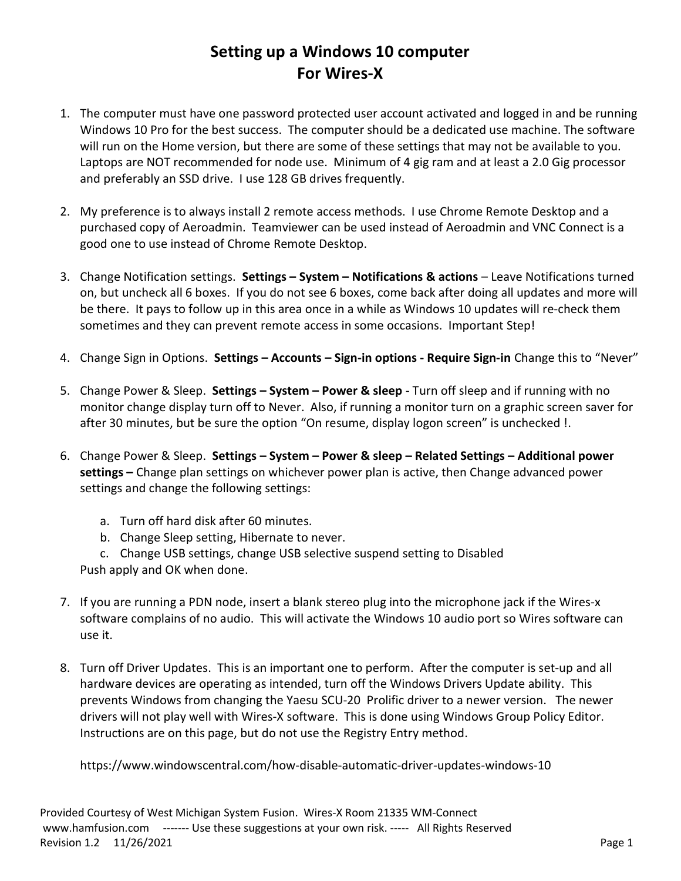# Setting up a Windows 10 computer
# For Wires-X

1. The computer must have one password protected user account activated and logged in and be running Windows 10 Pro for the best success. The computer should be a dedicated use machine. The software will run on the Home version, but there are some of these settings that may not be available to you. Laptops are NOT recommended for node use. Minimum of 4 gig ram and at least a 2.0 Gig processor and preferably an SSD drive. I use 128 GB drives frequently.

2. My preference is to always install 2 remote access methods. I use Chrome Remote Desktop and a purchased copy of Aeroadmin. Teamviewer can be used instead of Aeroadmin and VNC Connect is a good one to use instead of Chrome Remote Desktop.

3. Change Notification settings. **Settings – System – Notifications & actions** – Leave Notifications turned on, but uncheck all 6 boxes. If you do not see 6 boxes, come back after doing all updates and more will be there. It pays to follow up in this area once in a while as Windows 10 updates will re-check them sometimes and they can prevent remote access in some occasions. Important Step!

4. Change Sign in Options. **Settings – Accounts – Sign-in options - Require Sign-in** Change this to "Never"

5. Change Power & Sleep. **Settings – System – Power & sleep** - Turn off sleep and if running with no monitor change display turn off to Never. Also, if running a monitor turn on a graphic screen saver for after 30 minutes, but be sure the option "On resume, display logon screen" is unchecked !.

6. Change Power & Sleep. **Settings – System – Power & sleep – Related Settings – Additional power settings –** Change plan settings on whichever power plan is active, then Change advanced power settings and change the following settings:

   a. Turn off hard disk after 60 minutes.
   b. Change Sleep setting, Hibernate to never.
   c. Change USB settings, change USB selective suspend setting to Disabled

   Push apply and OK when done.

7. If you are running a PDN node, insert a blank stereo plug into the microphone jack if the Wires-x software complains of no audio. This will activate the Windows 10 audio port so Wires software can use it.

8. Turn off Driver Updates. This is an important one to perform. After the computer is set-up and all hardware devices are operating as intended, turn off the Windows Drivers Update ability. This prevents Windows from changing the Yaesu SCU-20 Prolific driver to a newer version. The newer drivers will not play well with Wires-X software. This is done using Windows Group Policy Editor. Instructions are on this page, but do not use the Registry Entry method.

   https://www.windowscentral.com/how-disable-automatic-driver-updates-windows-10

Provided Courtesy of West Michigan System Fusion. Wires-X Room 21335 WM-Connect
www.hamfusion.com ------- Use these suggestions at your own risk. ----- All Rights Reserved
Revision 1.2 11/26/2021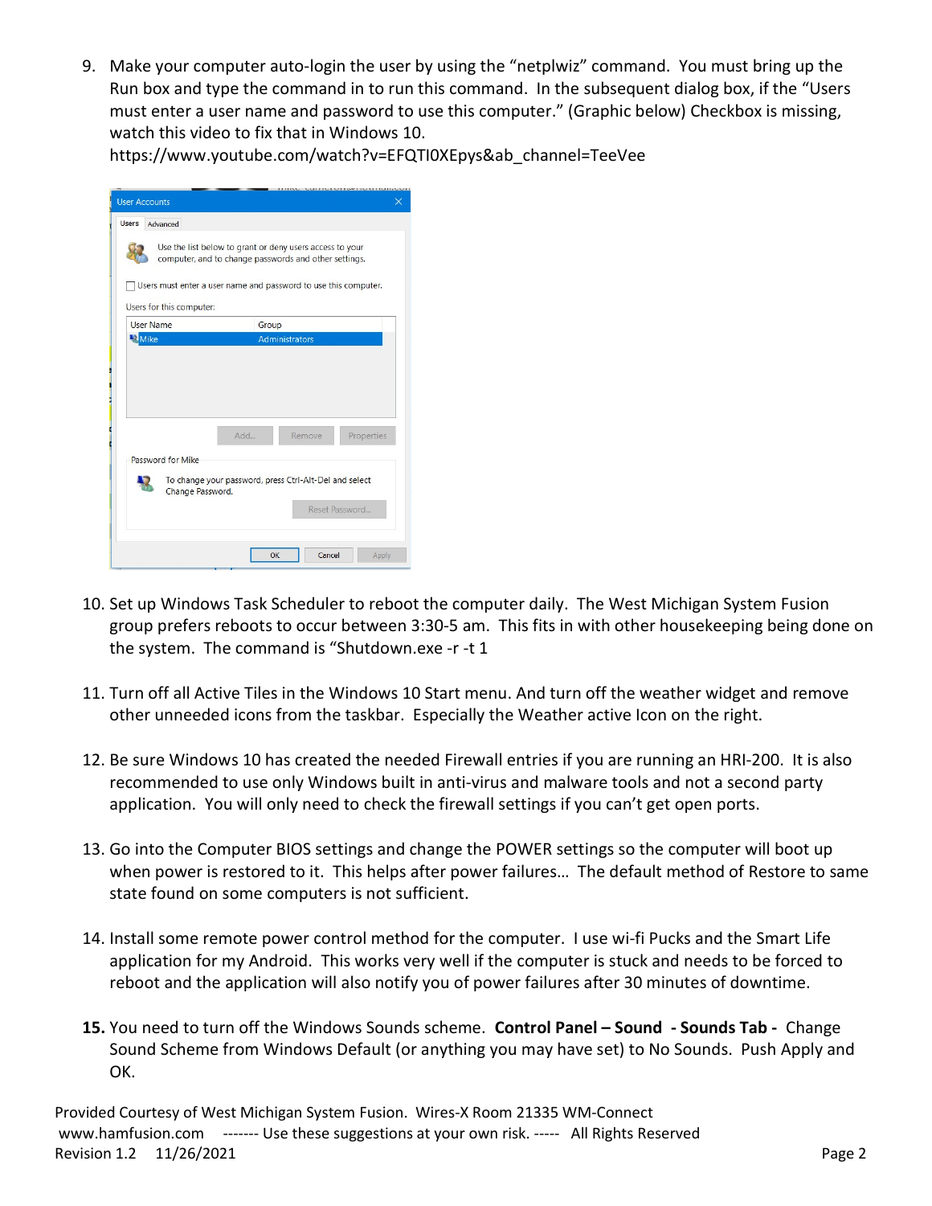9. Make your computer auto-login the user by using the "netplwiz" command. You must bring up the Run box and type the command in to run this command. In the subsequent dialog box, if the "Users must enter a user name and password to use this computer." (Graphic below) Checkbox is missing, watch this video to fix that in Windows 10. https://www.youtube.com/watch?v=EFQTI0XEpys&ab_channel=TeeVee

10. Set up Windows Task Scheduler to reboot the computer daily. The West Michigan System Fusion group prefers reboots to occur between 3:30-5 am. This fits in with other housekeeping being done on the system. The command is "Shutdown.exe -r -t 1

11. Turn off all Active Tiles in the Windows 10 Start menu. And turn off the weather widget and remove other unneeded icons from the taskbar. Especially the Weather active Icon on the right.

12. Be sure Windows 10 has created the needed Firewall entries if you are running an HRI-200. It is also recommended to use only Windows built in anti-virus and malware tools and not a second party application. You will only need to check the firewall settings if you can't get open ports.

13. Go into the Computer BIOS settings and change the POWER settings so the computer will boot up when power is restored to it. This helps after power failures… The default method of Restore to same state found on some computers is not sufficient.

14. Install some remote power control method for the computer. I use wi-fi Pucks and the Smart Life application for my Android. This works very well if the computer is stuck and needs to be forced to reboot and the application will also notify you of power failures after 30 minutes of downtime.

**15.** You need to turn off the Windows Sounds scheme. **Control Panel – Sound - Sounds Tab -** Change Sound Scheme from Windows Default (or anything you may have set) to No Sounds. Push Apply and OK.

Provided Courtesy of West Michigan System Fusion. Wires-X Room 21335 WM-Connect
www.hamfusion.com ------- Use these suggestions at your own risk. ----- All Rights Reserved
Revision 1.2 11/26/2021